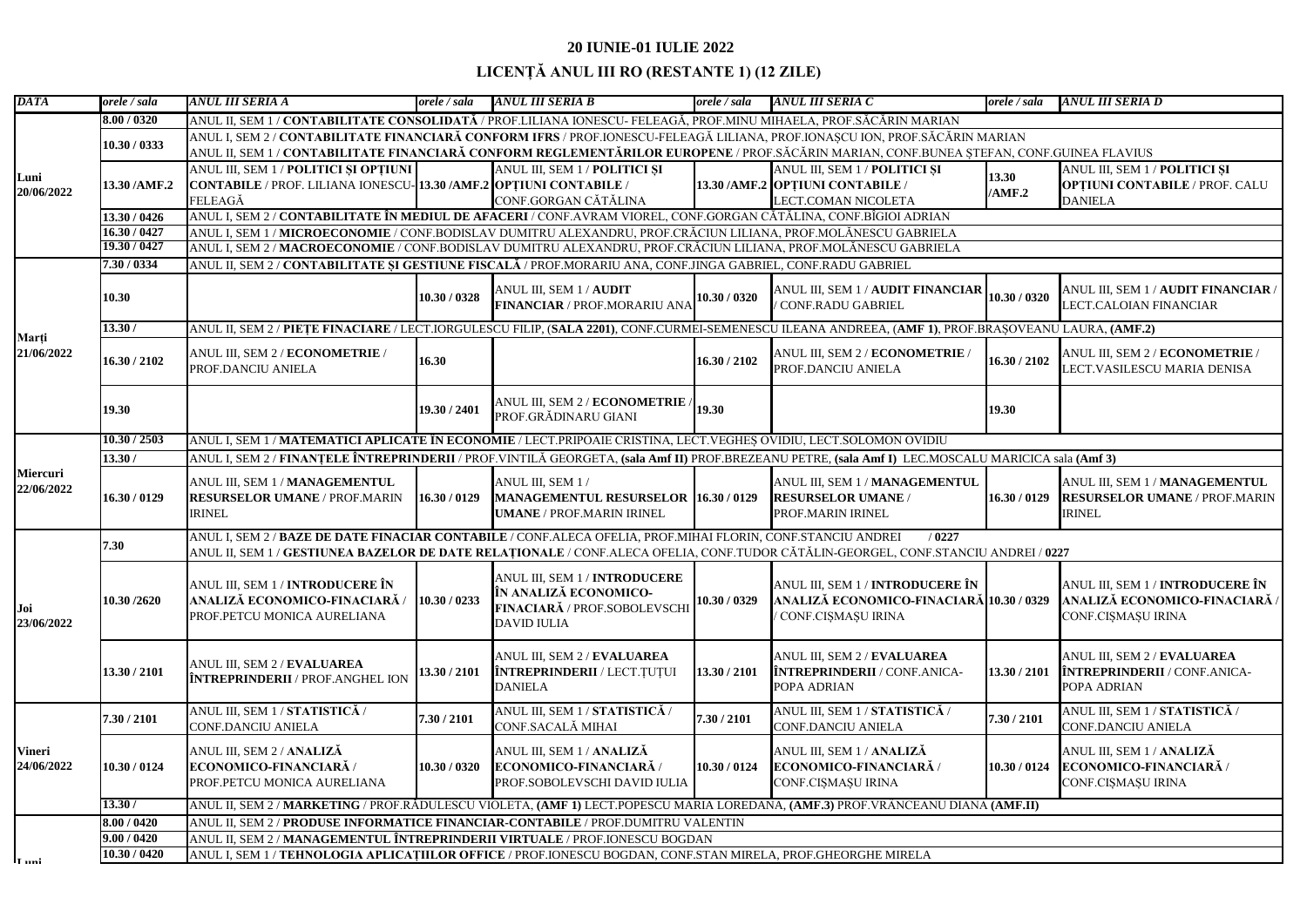## 20 IUNIE-01 IULIE 2022

## LICENȚĂ ANUL III RO (RESTANTE 1) (12 ZILE)

| *DATA* | *orele / sala* | *ANUL III SERIA A* | *orele / sala* | *ANUL III SERIA B* | *orele / sala* | *ANUL III SERIA C* | *orele / sala* | *ANUL III SERIA D* |
|---|---|---|---|---|---|---|---|---|
| **Luni 20/06/2022** | **8.00 / 0320** | ANUL II, SEM 1 / **CONTABILITATE CONSOLIDATĂ** / PROF.LILIANA IONESCU- FELEAGĂ, PROF.MINU MIHAELA, PROF.SĂCĂRIN MARIAN | | | | | | |
| | **10.30 / 0333** | ANUL I, SEM 2 / **CONTABILITATE FINANCIARĂ CONFORM IFRS** / PROF.IONESCU-FELEAGĂ LILIANA, PROF.IONAȘCU ION, PROF.SĂCĂRIN MARIAN<br>ANUL II, SEM 1 / **CONTABILITATE FINANCIARĂ CONFORM REGLEMENTĂRILOR EUROPENE** / PROF.SĂCĂRIN MARIAN, CONF.BUNEA ȘTEFAN, CONF.GUINEA FLAVIUS | | | | | | |
| | **13.30 /AMF.2** | ANUL III, SEM 1 / **POLITICI ȘI OPȚIUNI CONTABILE** / PROF. LILIANA IONESCU-FELEAGĂ | **13.30 /AMF.2** | ANUL III, SEM 1 / **POLITICI ȘI OPȚIUNI CONTABILE** / CONF.GORGAN CĂTĂLINA | **13.30 /AMF.2** | ANUL III, SEM 1 / **POLITICI ȘI OPȚIUNI CONTABILE** / LECT.COMAN NICOLETA | **13.30 /AMF.2** | ANUL III, SEM 1 / **POLITICI ȘI OPȚIUNI CONTABILE** / PROF. CALU DANIELA |
| | **13.30 / 0426** | ANUL I, SEM 2 / **CONTABILITATE ÎN MEDIUL DE AFACERI** / CONF.AVRAM VIOREL, CONF.GORGAN CĂTĂLINA, CONF.BÎGIOI ADRIAN | | | | | | |
| | **16.30 / 0427** | ANUL I, SEM 1 / **MICROECONOMIE** / CONF.BODISLAV DUMITRU ALEXANDRU, PROF.CRĂCIUN LILIANA, PROF.MOLĂNESCU GABRIELA | | | | | | |
| | **19.30 / 0427** | ANUL I, SEM 2 / **MACROECONOMIE** / CONF.BODISLAV DUMITRU ALEXANDRU, PROF.CRĂCIUN LILIANA, PROF.MOLĂNESCU GABRIELA | | | | | | |
| **Marți 21/06/2022** | **7.30 / 0334** | ANUL II, SEM 2 / **CONTABILITATE ȘI GESTIUNE FISCALĂ** / PROF.MORARIU ANA, CONF.JINGA GABRIEL, CONF.RADU GABRIEL | | | | | | |
| | **10.30** | | **10.30 / 0328** | ANUL III, SEM 1 / **AUDIT FINANCIAR** / PROF.MORARIU ANA | **10.30 / 0320** | ANUL III, SEM 1 / **AUDIT FINANCIAR** / CONF.RADU GABRIEL | **10.30 / 0320** | ANUL III, SEM 1 / **AUDIT FINANCIAR** / LECT.CALOIAN FINANCIAR |
| | **13.30 /** | ANUL II, SEM 2 / **PIEȚE FINACIARE** / LECT.IORGULESCU FILIP, **(SALA 2201)**, CONF.CURMEI-SEMENESCU ILEANA ANDREEA, **(AMF 1)**, PROF.BRAȘOVEANU LAURA, **(AMF.2)** | | | | | | |
| | **16.30 / 2102** | ANUL III, SEM 2 / **ECONOMETRIE** / PROF.DANCIU ANIELA | **16.30** | | **16.30 / 2102** | ANUL III, SEM 2 / **ECONOMETRIE** / PROF.DANCIU ANIELA | **16.30 / 2102** | ANUL III, SEM 2 / **ECONOMETRIE** / LECT.VASILESCU MARIA DENISA |
| | **19.30** | | **19.30 / 2401** | ANUL III, SEM 2 / **ECONOMETRIE** / PROF.GRĂDINARU GIANI | **19.30** | | **19.30** | |
| **Miercuri 22/06/2022** | **10.30 / 2503** | ANUL I, SEM 1 / **MATEMATICI APLICATE ÎN ECONOMIE** / LECT.PRIPOAIE CRISTINA, LECT.VEGHEȘ OVIDIU, LECT.SOLOMON OVIDIU | | | | | | |
| | **13.30 /** | ANUL I, SEM 2 / **FINANȚELE ÎNTREPRINDERII** / PROF.VINTILĂ GEORGETA, **(sala Amf II)** PROF.BREZEANU PETRE, **(sala Amf I)** LEC.MOSCALU MARICICA sala **(Amf 3)** | | | | | | |
| | **16.30 / 0129** | ANUL III, SEM 1 / **MANAGEMENTUL RESURSELOR UMANE** / PROF.MARIN IRINEL | **16.30 / 0129** | ANUL III, SEM 1 / **MANAGEMENTUL RESURSELOR UMANE** / PROF.MARIN IRINEL | **16.30 / 0129** | ANUL III, SEM 1 / **MANAGEMENTUL RESURSELOR UMANE** / PROF.MARIN IRINEL | **16.30 / 0129** | ANUL III, SEM 1 / **MANAGEMENTUL RESURSELOR UMANE** / PROF.MARIN IRINEL |
| **Joi 23/06/2022** | **7.30** | ANUL I, SEM 2 / **BAZE DE DATE FINACIAR CONTABILE** / CONF.ALECA OFELIA, PROF.MIHAI FLORIN, CONF.STANCIU ANDREI / **0227**<br>ANUL II, SEM 1 / **GESTIUNEA BAZELOR DE DATE RELAȚIONALE** / CONF.ALECA OFELIA, CONF.TUDOR CĂTĂLIN-GEORGEL, CONF.STANCIU ANDREI / **0227** | | | | | | |
| | **10.30 /2620** | ANUL III, SEM 1 / **INTRODUCERE ÎN ANALIZĂ ECONOMICO-FINACIARĂ** / PROF.PETCU MONICA AURELIANA | **10.30 / 0233** | ANUL III, SEM 1 / **INTRODUCERE ÎN ANALIZĂ ECONOMICO-FINACIARĂ** / PROF.SOBOLEVSCHI DAVID IULIA | **10.30 / 0329** | ANUL III, SEM 1 / **INTRODUCERE ÎN ANALIZĂ ECONOMICO-FINACIARĂ** / CONF.CIȘMAȘU IRINA | **10.30 / 0329** | ANUL III, SEM 1 / **INTRODUCERE ÎN ANALIZĂ ECONOMICO-FINACIARĂ** / CONF.CIȘMAȘU IRINA |
| | **13.30 / 2101** | ANUL III, SEM 2 / **EVALUAREA ÎNTREPRINDERII** / PROF.ANGHEL ION | **13.30 / 2101** | ANUL III, SEM 2 / **EVALUAREA ÎNTREPRINDERII** / LECT.ȚUȚUI DANIELA | **13.30 / 2101** | ANUL III, SEM 2 / **EVALUAREA ÎNTREPRINDERII** / CONF.ANICA-POPA ADRIAN | **13.30 / 2101** | ANUL III, SEM 2 / **EVALUAREA ÎNTREPRINDERII** / CONF.ANICA-POPA ADRIAN |
| **Vineri 24/06/2022** | **7.30 / 2101** | ANUL III, SEM 1 / **STATISTICĂ** / CONF.DANCIU ANIELA | **7.30 / 2101** | ANUL III, SEM 1 / **STATISTICĂ** / CONF.SACALĂ MIHAI | **7.30 / 2101** | ANUL III, SEM 1 / **STATISTICĂ** / CONF.DANCIU ANIELA | **7.30 / 2101** | ANUL III, SEM 1 / **STATISTICĂ** / CONF.DANCIU ANIELA |
| | **10.30 / 0124** | ANUL III, SEM 2 / **ANALIZĂ ECONOMICO-FINANCIARĂ** / PROF.PETCU MONICA AURELIANA | **10.30 / 0320** | ANUL III, SEM 1 / **ANALIZĂ ECONOMICO-FINANCIARĂ** / PROF.SOBOLEVSCHI DAVID IULIA | **10.30 / 0124** | ANUL III, SEM 1 / **ANALIZĂ ECONOMICO-FINANCIARĂ** / CONF.CIȘMAȘU IRINA | **10.30 / 0124** | ANUL III, SEM 1 / **ANALIZĂ ECONOMICO-FINANCIARĂ** / CONF.CIȘMAȘU IRINA |
| | **13.30 /** | ANUL II, SEM 2 / **MARKETING** / PROF.RĂDULESCU VIOLETA, **(AMF 1)** LECT.POPESCU MARIA LOREDANA, **(AMF.3)** PROF.VRANCEANU DIANA **(AMF.II)** | | | | | | |
| **Luni** | **8.00 / 0420** | ANUL II, SEM 2 / **PRODUSE INFORMATICE FINANCIAR-CONTABILE** / PROF.DUMITRU VALENTIN | | | | | | |
| | **9.00 / 0420** | ANUL II, SEM 2 / **MANAGEMENTUL ÎNTREPRINDERII VIRTUALE** / PROF.IONESCU BOGDAN | | | | | | |
| | **10.30 / 0420** | ANUL I, SEM 1 / **TEHNOLOGIA APLICAȚIILOR OFFICE** / PROF.IONESCU BOGDAN, CONF.STAN MIRELA, PROF.GHEORGHE MIRELA | | | | | | |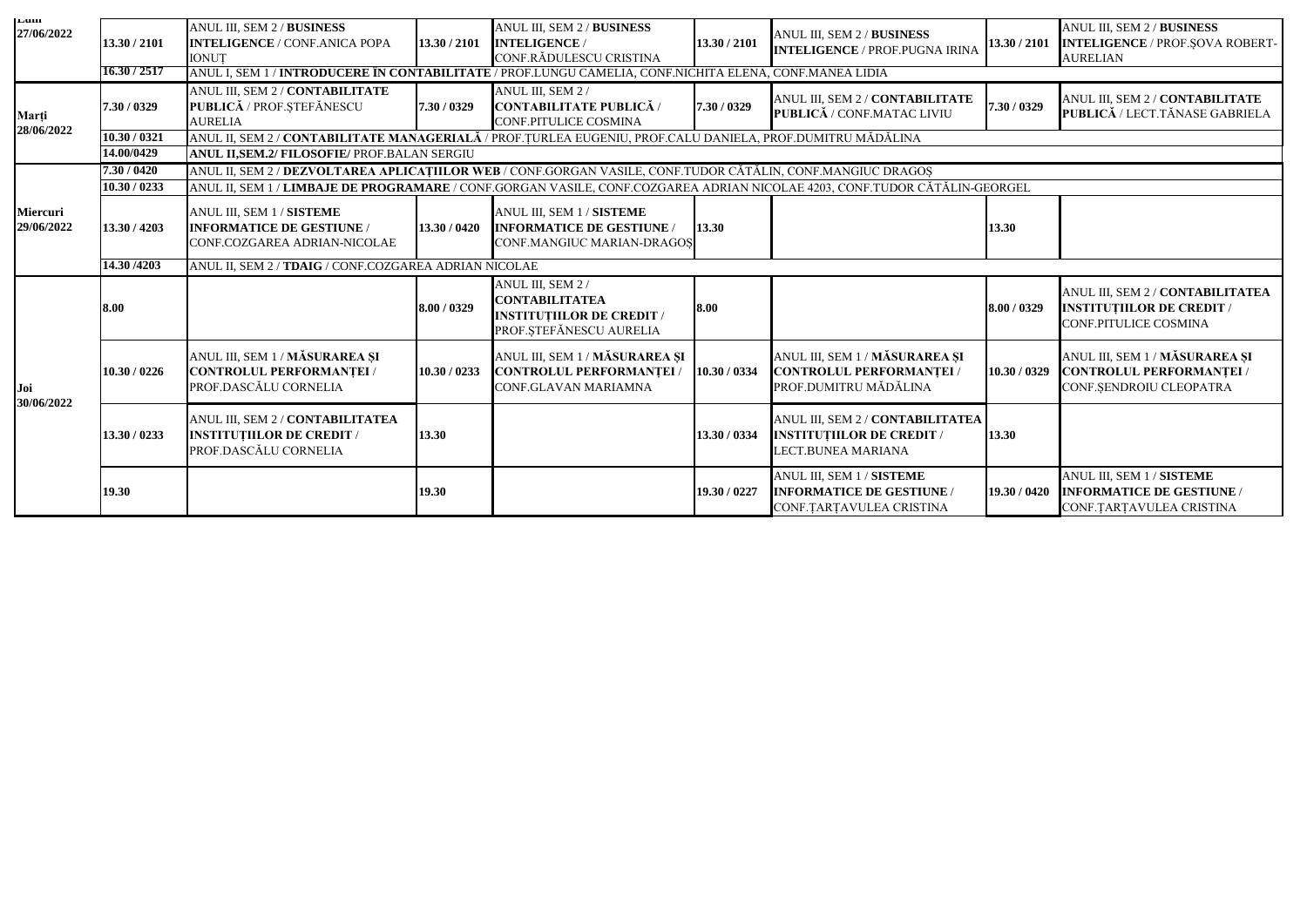| | | | | | | | | |
|---|---|---|---|---|---|---|---|---|
| Luni 27/06/2022 | 13.30 / 2101 | ANUL III, SEM 2 / **BUSINESS INTELIGENCE** / CONF.ANICA POPA IONUȚ | 13.30 / 2101 | ANUL III, SEM 2 / **BUSINESS INTELIGENCE** / CONF.RĂDULESCU CRISTINA | 13.30 / 2101 | ANUL III, SEM 2 / **BUSINESS INTELIGENCE** / PROF.PUGNA IRINA | 13.30 / 2101 | ANUL III, SEM 2 / **BUSINESS INTELIGENCE** / PROF.ȘOVA ROBERT-AURELIAN |
| | 16.30 / 2517 | ANUL I, SEM 1 / **INTRODUCERE ÎN CONTABILITATE** / PROF.LUNGU CAMELIA, CONF.NICHITA ELENA, CONF.MANEA LIDIA | | | | | | |
| Marți 28/06/2022 | 7.30 / 0329 | ANUL III, SEM 2 / **CONTABILITATE PUBLICĂ** / PROF.ȘTEFĂNESCU AURELIA | 7.30 / 0329 | ANUL III, SEM 2 / **CONTABILITATE PUBLICĂ** / CONF.PITULICE COSMINA | 7.30 / 0329 | ANUL III, SEM 2 / **CONTABILITATE PUBLICĂ** / CONF.MATAC LIVIU | 7.30 / 0329 | ANUL III, SEM 2 / **CONTABILITATE PUBLICĂ** / LECT.TĂNASE GABRIELA |
| | 10.30 / 0321 | ANUL II, SEM 2 / **CONTABILITATE MANAGERIALĂ** / PROF.ȚURLEA EUGENIU, PROF.CALU DANIELA, PROF.DUMITRU MĂDĂLINA | | | | | | |
| | 14.00/0429 | **ANUL II,SEM.2/ FILOSOFIE/** PROF.BALAN SERGIU | | | | | | |
| Miercuri 29/06/2022 | 7.30 / 0420 | ANUL II, SEM 2 / **DEZVOLTAREA APLICAȚIILOR WEB** / CONF.GORGAN VASILE, CONF.TUDOR CĂTĂLIN, CONF.MANGIUC DRAGOȘ | | | | | | |
| | 10.30 / 0233 | ANUL II, SEM 1 / **LIMBAJE DE PROGRAMARE** / CONF.GORGAN VASILE, CONF.COZGAREA ADRIAN NICOLAE 4203, CONF.TUDOR CĂTĂLIN-GEORGEL | | | | | | |
| | 13.30 / 4203 | ANUL III, SEM 1 / **SISTEME INFORMATICE DE GESTIUNE** / CONF.COZGAREA ADRIAN-NICOLAE | 13.30 / 0420 | ANUL III, SEM 1 / **SISTEME INFORMATICE DE GESTIUNE** / CONF.MANGIUC MARIAN-DRAGOȘ | 13.30 | | 13.30 | |
| | 14.30 /4203 | ANUL II, SEM 2 / **TDAIG** / CONF.COZGAREA ADRIAN NICOLAE | | | | | | |
| Joi 30/06/2022 | 8.00 | | 8.00 / 0329 | ANUL III, SEM 2 / **CONTABILITATEA INSTITUȚIILOR DE CREDIT** / PROF.ȘTEFĂNESCU AURELIA | 8.00 | | 8.00 / 0329 | ANUL III, SEM 2 / **CONTABILITATEA INSTITUȚIILOR DE CREDIT** / CONF.PITULICE COSMINA |
| | 10.30 / 0226 | ANUL III, SEM 1 / **MĂSURAREA ȘI CONTROLUL PERFORMANȚEI** / PROF.DASCĂLU CORNELIA | 10.30 / 0233 | ANUL III, SEM 1 / **MĂSURAREA ȘI CONTROLUL PERFORMANȚEI** / CONF.GLAVAN MARIAMNA | 10.30 / 0334 | ANUL III, SEM 1 / **MĂSURAREA ȘI CONTROLUL PERFORMANȚEI** / PROF.DUMITRU MĂDĂLINA | 10.30 / 0329 | ANUL III, SEM 1 / **MĂSURAREA ȘI CONTROLUL PERFORMANȚEI** / CONF.ȘENDROIU CLEOPATRA |
| | 13.30 / 0233 | ANUL III, SEM 2 / **CONTABILITATEA INSTITUȚIILOR DE CREDIT** / PROF.DASCĂLU CORNELIA | 13.30 | | 13.30 / 0334 | ANUL III, SEM 2 / **CONTABILITATEA INSTITUȚIILOR DE CREDIT** / LECT.BUNEA MARIANA | 13.30 | |
| | 19.30 | | 19.30 | | 19.30 / 0227 | ANUL III, SEM 1 / **SISTEME INFORMATICE DE GESTIUNE** / CONF.ȚARȚAVULEA CRISTINA | 19.30 / 0420 | ANUL III, SEM 1 / **SISTEME INFORMATICE DE GESTIUNE** / CONF.ȚARȚAVULEA CRISTINA |